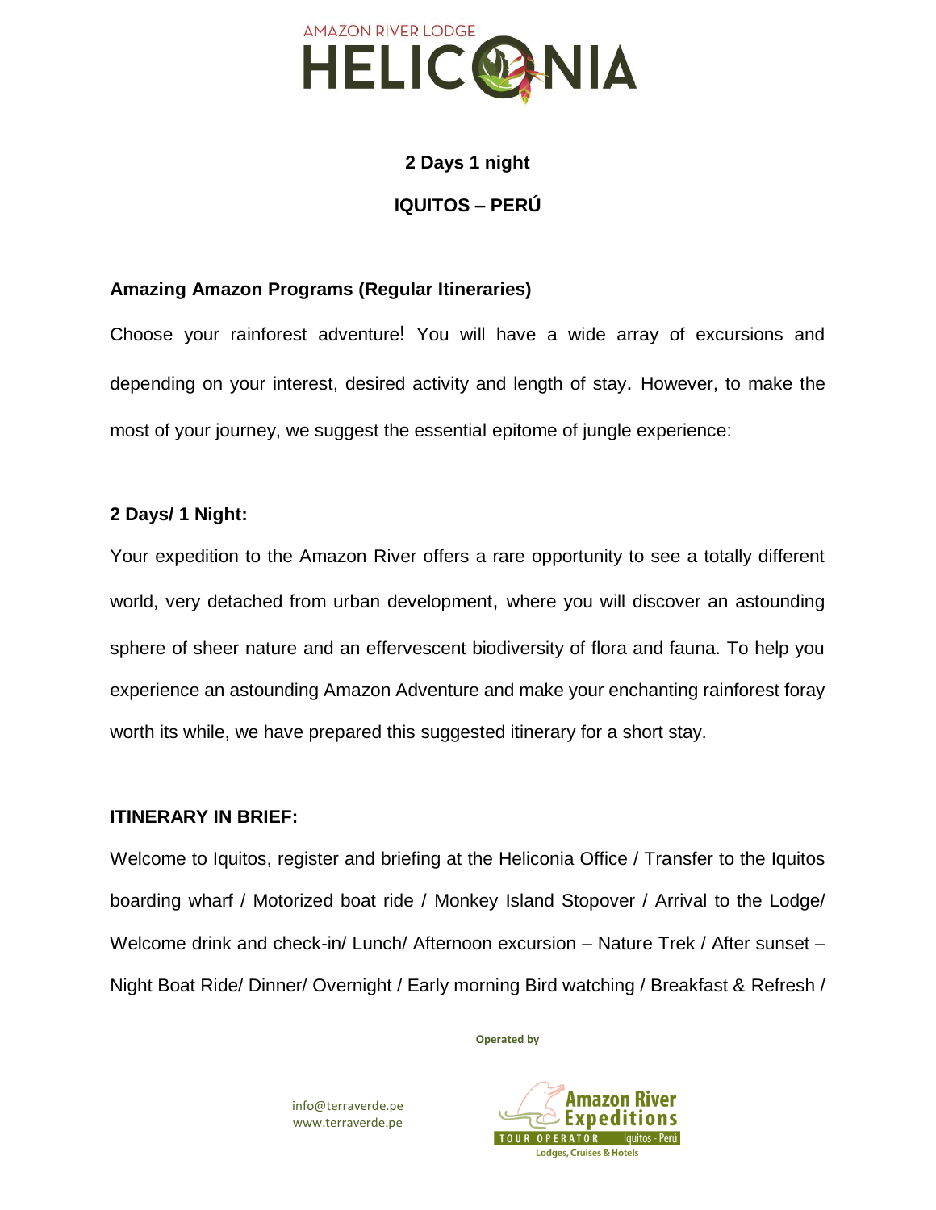AMAZON RIVER LODGE

# HELICONIA

**2 Days 1 night**

**IQUITOS – PERÚ**

## Amazing Amazon Programs (Regular Itineraries)

Choose your rainforest adventure! You will have a wide array of excursions and depending on your interest, desired activity and length of stay. However, to make the most of your journey, we suggest the essential epitome of jungle experience:

## 2 Days/ 1 Night:

Your expedition to the Amazon River offers a rare opportunity to see a totally different world, very detached from urban development, where you will discover an astounding sphere of sheer nature and an effervescent biodiversity of flora and fauna. To help you experience an astounding Amazon Adventure and make your enchanting rainforest foray worth its while, we have prepared this suggested itinerary for a short stay.

## ITINERARY IN BRIEF:

Welcome to Iquitos, register and briefing at the Heliconia Office / Transfer to the Iquitos boarding wharf / Motorized boat ride / Monkey Island Stopover / Arrival to the Lodge/ Welcome drink and check-in/ Lunch/ Afternoon excursion – Nature Trek / After sunset – Night Boat Ride/ Dinner/ Overnight / Early morning Bird watching / Breakfast & Refresh /

Operated by

info@terraverde.pe
www.terraverde.pe

Amazon River Expeditions
TOUR OPERATOR Iquitos - Perú
Lodges, Cruises & Hotels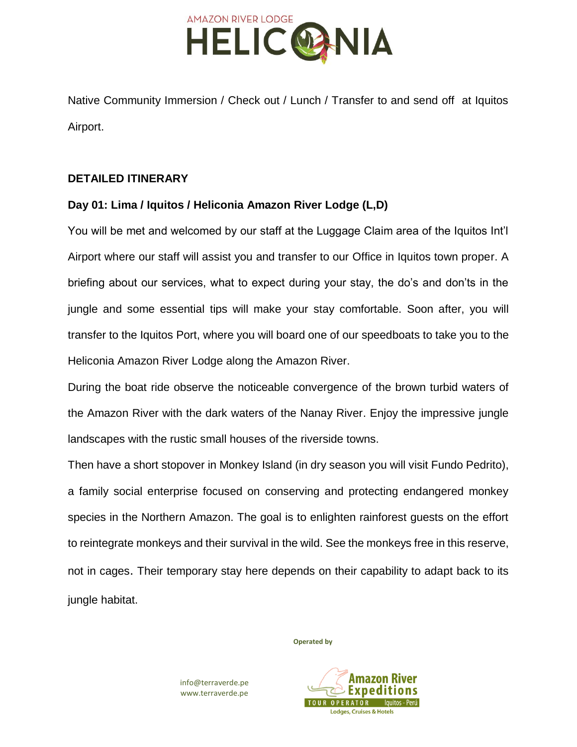Native Community Immersion / Check out / Lunch / Transfer to and send off at Iquitos Airport.

## DETAILED ITINERARY

### Day 01: Lima / Iquitos / Heliconia Amazon River Lodge (L,D)

You will be met and welcomed by our staff at the Luggage Claim area of the Iquitos Int'l Airport where our staff will assist you and transfer to our Office in Iquitos town proper. A briefing about our services, what to expect during your stay, the do's and don'ts in the jungle and some essential tips will make your stay comfortable. Soon after, you will transfer to the Iquitos Port, where you will board one of our speedboats to take you to the Heliconia Amazon River Lodge along the Amazon River.

During the boat ride observe the noticeable convergence of the brown turbid waters of the Amazon River with the dark waters of the Nanay River. Enjoy the impressive jungle landscapes with the rustic small houses of the riverside towns.

Then have a short stopover in Monkey Island (in dry season you will visit Fundo Pedrito), a family social enterprise focused on conserving and protecting endangered monkey species in the Northern Amazon. The goal is to enlighten rainforest guests on the effort to reintegrate monkeys and their survival in the wild. See the monkeys free in this reserve, not in cages. Their temporary stay here depends on their capability to adapt back to its jungle habitat.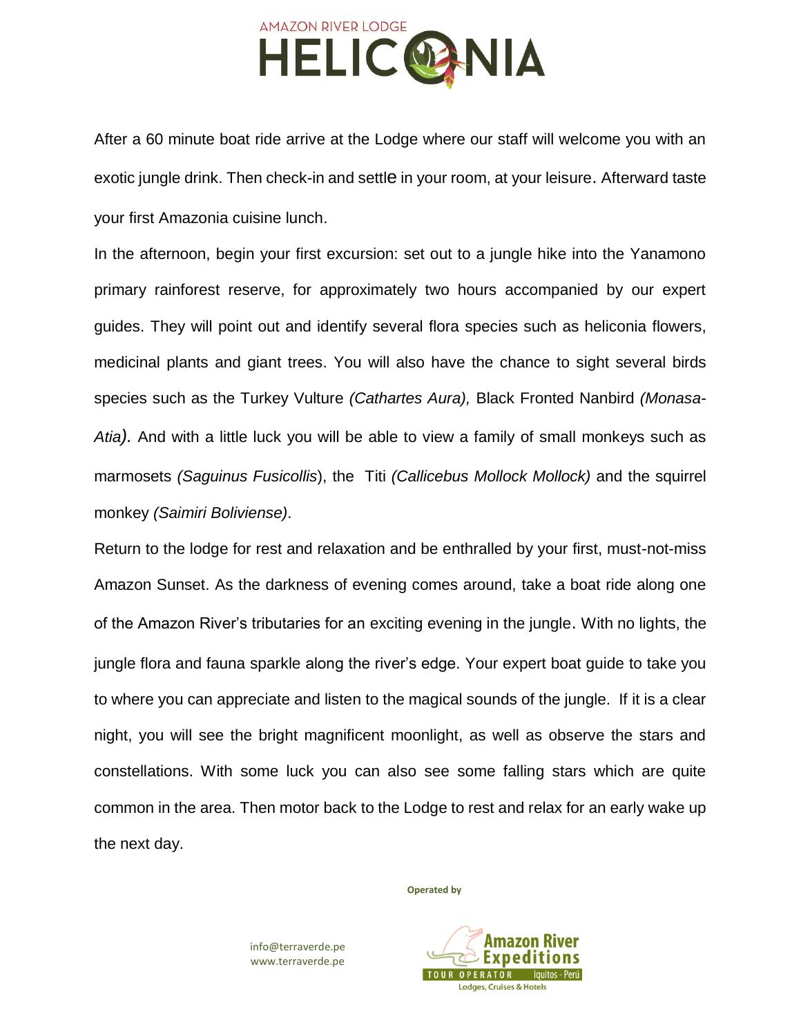After a 60 minute boat ride arrive at the Lodge where our staff will welcome you with an exotic jungle drink. Then check-in and settle in your room, at your leisure. Afterward taste your first Amazonia cuisine lunch.

In the afternoon, begin your first excursion: set out to a jungle hike into the Yanamono primary rainforest reserve, for approximately two hours accompanied by our expert guides. They will point out and identify several flora species such as heliconia flowers, medicinal plants and giant trees. You will also have the chance to sight several birds species such as the Turkey Vulture *(Cathartes Aura),* Black Fronted Nanbird *(Monasa-Atia).* And with a little luck you will be able to view a family of small monkeys such as marmosets *(Saguinus Fusicollis*), the Titi *(Callicebus Mollock Mollock)* and the squirrel monkey *(Saimiri Boliviense)*.

Return to the lodge for rest and relaxation and be enthralled by your first, must-not-miss Amazon Sunset. As the darkness of evening comes around, take a boat ride along one of the Amazon River's tributaries for an exciting evening in the jungle. With no lights, the jungle flora and fauna sparkle along the river's edge. Your expert boat guide to take you to where you can appreciate and listen to the magical sounds of the jungle. If it is a clear night, you will see the bright magnificent moonlight, as well as observe the stars and constellations. With some luck you can also see some falling stars which are quite common in the area. Then motor back to the Lodge to rest and relax for an early wake up the next day.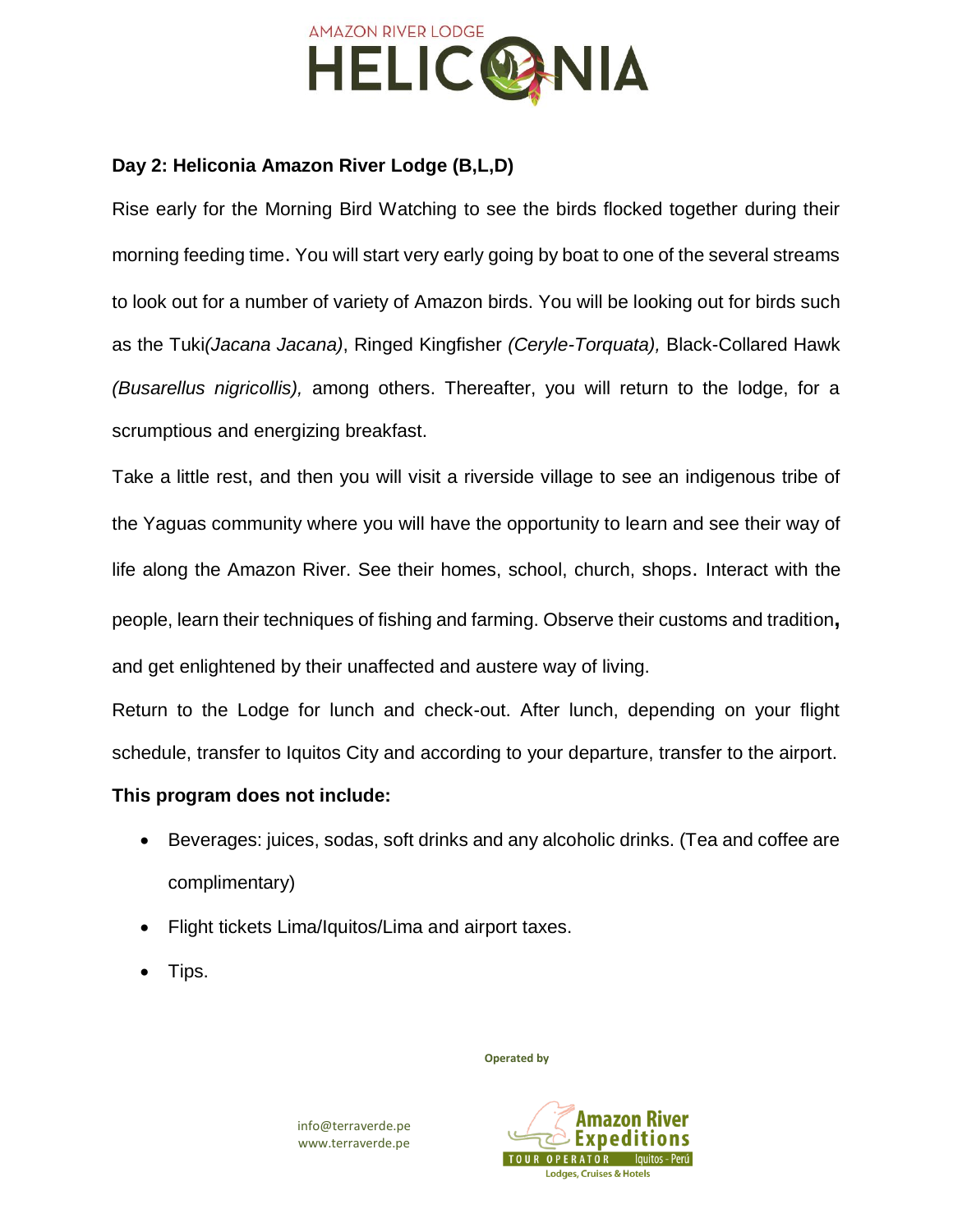### Day 2: Heliconia Amazon River Lodge (B,L,D)

Rise early for the Morning Bird Watching to see the birds flocked together during their morning feeding time. You will start very early going by boat to one of the several streams to look out for a number of variety of Amazon birds. You will be looking out for birds such as the Tuki*(Jacana Jacana)*, Ringed Kingfisher *(Ceryle-Torquata),* Black-Collared Hawk *(Busarellus nigricollis),* among others. Thereafter, you will return to the lodge, for a scrumptious and energizing breakfast.

Take a little rest, and then you will visit a riverside village to see an indigenous tribe of the Yaguas community where you will have the opportunity to learn and see their way of life along the Amazon River. See their homes, school, church, shops. Interact with the people, learn their techniques of fishing and farming. Observe their customs and tradition, and get enlightened by their unaffected and austere way of living.

Return to the Lodge for lunch and check-out. After lunch, depending on your flight schedule, transfer to Iquitos City and according to your departure, transfer to the airport.

**This program does not include:**

- Beverages: juices, sodas, soft drinks and any alcoholic drinks. (Tea and coffee are complimentary)
- Flight tickets Lima/Iquitos/Lima and airport taxes.
- Tips.

Operated by

info@terraverde.pe
www.terraverde.pe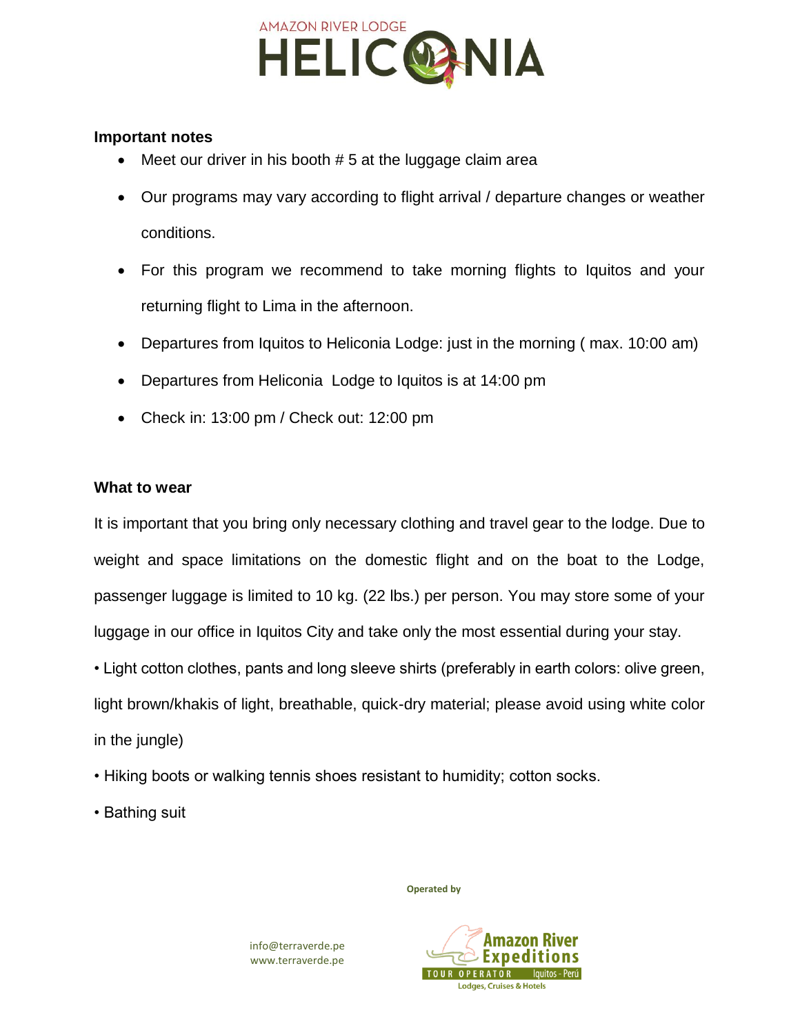#### Important notes

- Meet our driver in his booth # 5 at the luggage claim area
- Our programs may vary according to flight arrival / departure changes or weather conditions.
- For this program we recommend to take morning flights to Iquitos and your returning flight to Lima in the afternoon.
- Departures from Iquitos to Heliconia Lodge: just in the morning ( max. 10:00 am)
- Departures from Heliconia  Lodge to Iquitos is at 14:00 pm
- Check in: 13:00 pm / Check out: 12:00 pm

#### What to wear

It is important that you bring only necessary clothing and travel gear to the lodge. Due to weight and space limitations on the domestic flight and on the boat to the Lodge, passenger luggage is limited to 10 kg. (22 lbs.) per person. You may store some of your luggage in our office in Iquitos City and take only the most essential during your stay.

• Light cotton clothes, pants and long sleeve shirts (preferably in earth colors: olive green, light brown/khakis of light, breathable, quick-dry material; please avoid using white color in the jungle)

• Hiking boots or walking tennis shoes resistant to humidity; cotton socks.

• Bathing suit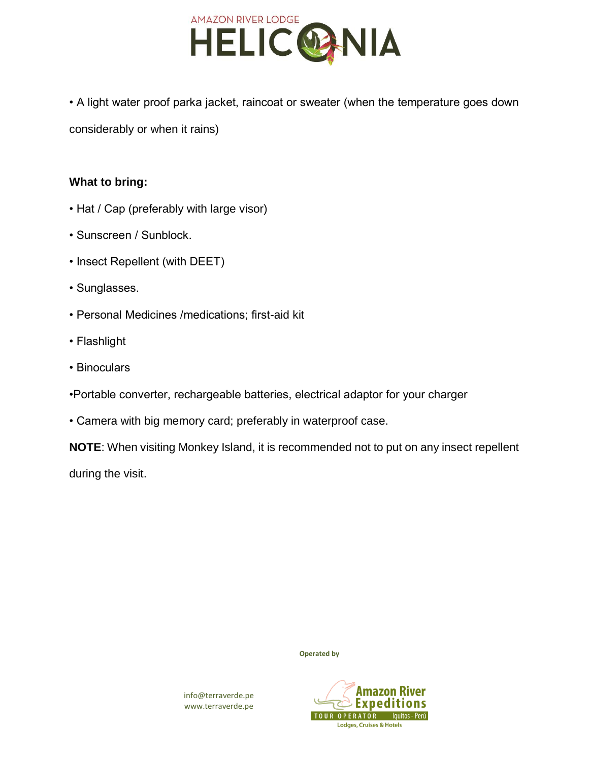• A light water proof parka jacket, raincoat or sweater (when the temperature goes down considerably or when it rains)

**What to bring:**

- Hat / Cap (preferably with large visor)
- Sunscreen / Sunblock.
- Insect Repellent (with DEET)
- Sunglasses.
- Personal Medicines /medications; first-aid kit
- Flashlight
- Binoculars
- Portable converter, rechargeable batteries, electrical adaptor for your charger
- Camera with big memory card; preferably in waterproof case.

**NOTE**: When visiting Monkey Island, it is recommended not to put on any insect repellent during the visit.